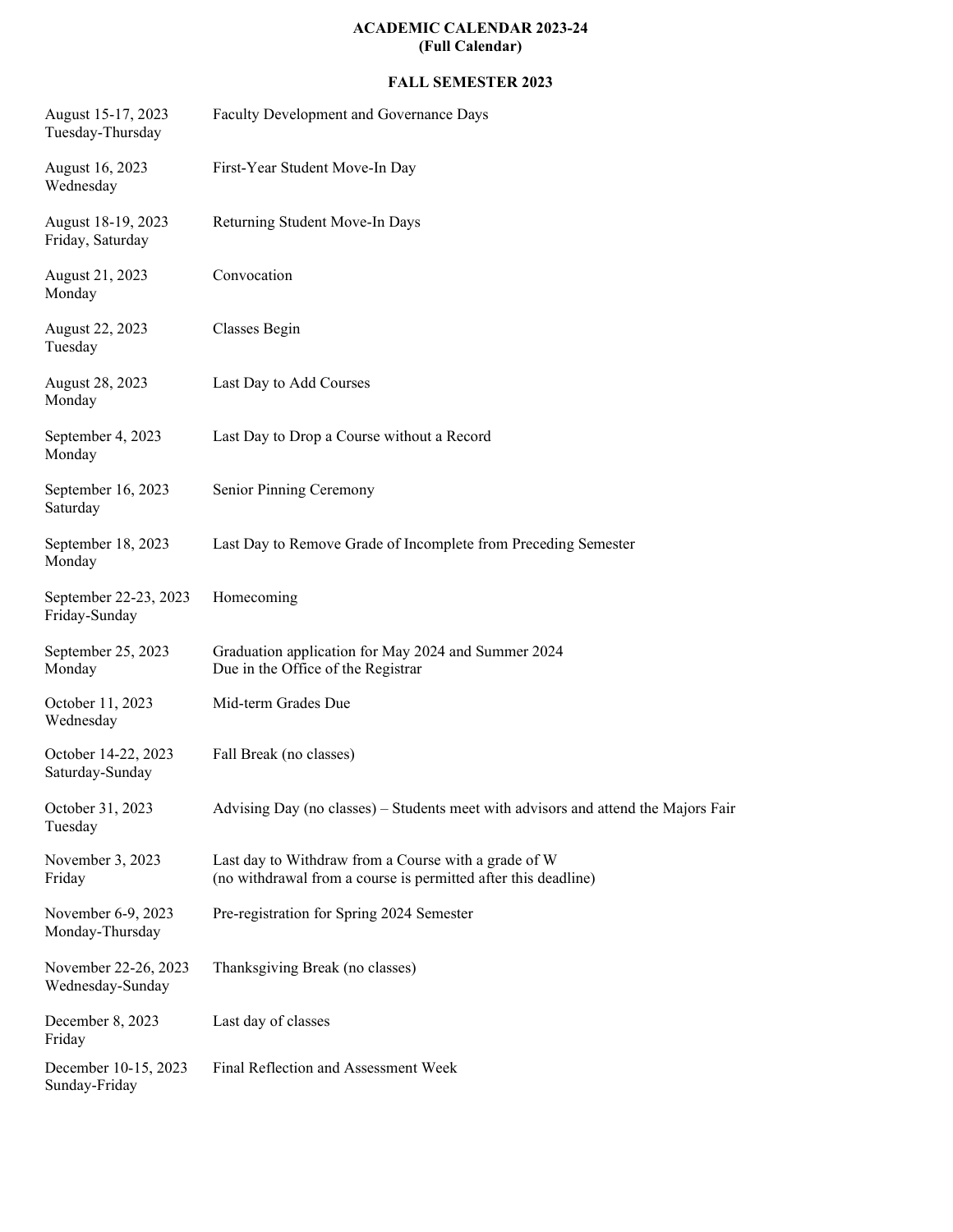# ACADEMIC CALENDAR 2023-24
## (Full Calendar)

### FALL SEMESTER 2023

| Date | Event |
|---|---|
| August 15-17, 2023<br>Tuesday-Thursday | Faculty Development and Governance Days |
| August 16, 2023<br>Wednesday | First-Year Student Move-In Day |
| August 18-19, 2023<br>Friday, Saturday | Returning Student Move-In Days |
| August 21, 2023<br>Monday | Convocation |
| August 22, 2023<br>Tuesday | Classes Begin |
| August 28, 2023<br>Monday | Last Day to Add Courses |
| September 4, 2023<br>Monday | Last Day to Drop a Course without a Record |
| September 16, 2023<br>Saturday | Senior Pinning Ceremony |
| September 18, 2023<br>Monday | Last Day to Remove Grade of Incomplete from Preceding Semester |
| September 22-23, 2023<br>Friday-Sunday | Homecoming |
| September 25, 2023<br>Monday | Graduation application for May 2024 and Summer 2024<br>Due in the Office of the Registrar |
| October 11, 2023<br>Wednesday | Mid-term Grades Due |
| October 14-22, 2023<br>Saturday-Sunday | Fall Break (no classes) |
| October 31, 2023<br>Tuesday | Advising Day (no classes) – Students meet with advisors and attend the Majors Fair |
| November 3, 2023<br>Friday | Last day to Withdraw from a Course with a grade of W<br>(no withdrawal from a course is permitted after this deadline) |
| November 6-9, 2023<br>Monday-Thursday | Pre-registration for Spring 2024 Semester |
| November 22-26, 2023<br>Wednesday-Sunday | Thanksgiving Break (no classes) |
| December 8, 2023<br>Friday | Last day of classes |
| December 10-15, 2023<br>Sunday-Friday | Final Reflection and Assessment Week |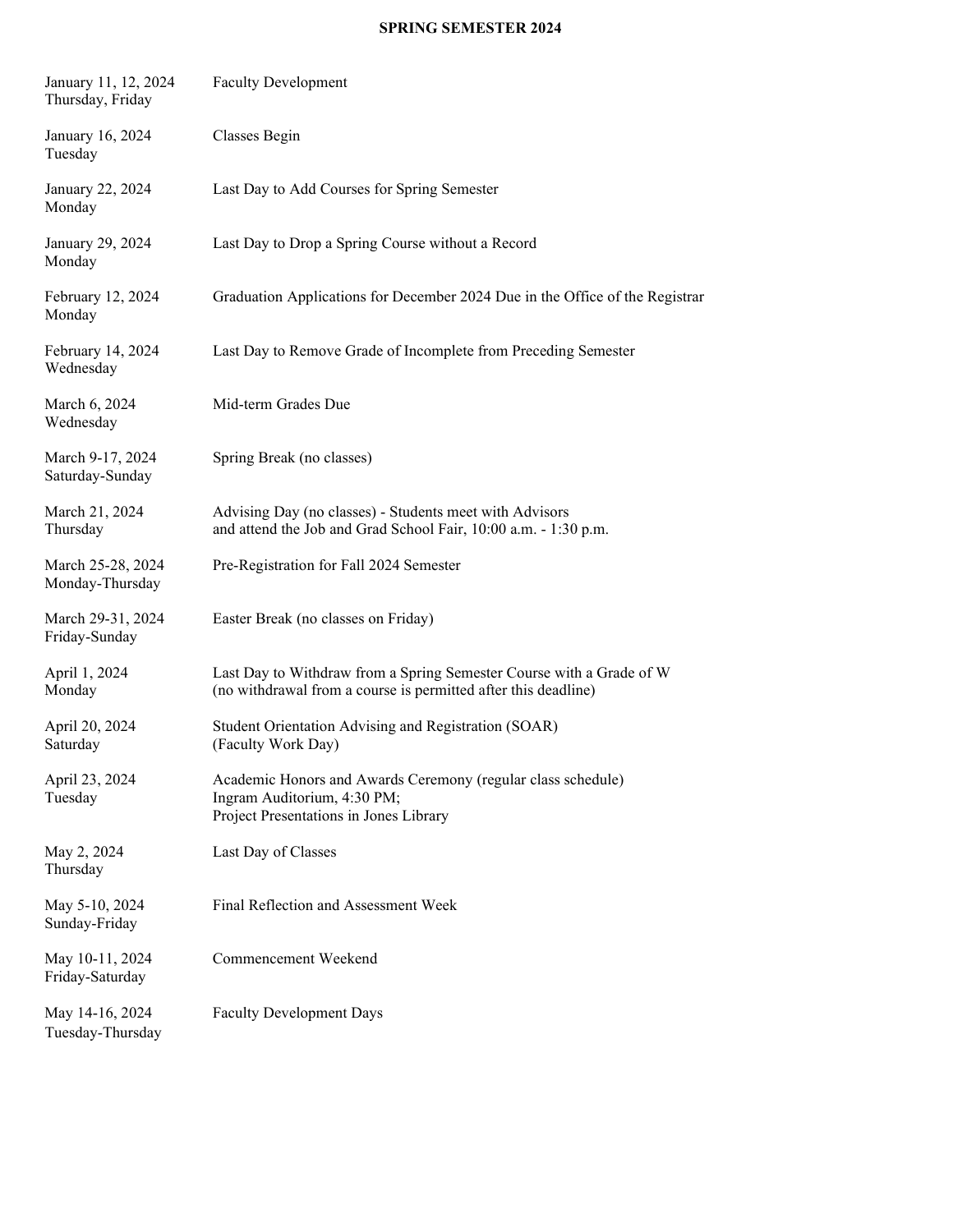# SPRING SEMESTER 2024

| | |
|---|---|
| January 11, 12, 2024<br>Thursday, Friday | Faculty Development |
| January 16, 2024<br>Tuesday | Classes Begin |
| January 22, 2024<br>Monday | Last Day to Add Courses for Spring Semester |
| January 29, 2024<br>Monday | Last Day to Drop a Spring Course without a Record |
| February 12, 2024<br>Monday | Graduation Applications for December 2024 Due in the Office of the Registrar |
| February 14, 2024<br>Wednesday | Last Day to Remove Grade of Incomplete from Preceding Semester |
| March 6, 2024<br>Wednesday | Mid-term Grades Due |
| March 9-17, 2024<br>Saturday-Sunday | Spring Break (no classes) |
| March 21, 2024<br>Thursday | Advising Day (no classes) - Students meet with Advisors and attend the Job and Grad School Fair, 10:00 a.m. - 1:30 p.m. |
| March 25-28, 2024<br>Monday-Thursday | Pre-Registration for Fall 2024 Semester |
| March 29-31, 2024<br>Friday-Sunday | Easter Break (no classes on Friday) |
| April 1, 2024<br>Monday | Last Day to Withdraw from a Spring Semester Course with a Grade of W (no withdrawal from a course is permitted after this deadline) |
| April 20, 2024<br>Saturday | Student Orientation Advising and Registration (SOAR) (Faculty Work Day) |
| April 23, 2024<br>Tuesday | Academic Honors and Awards Ceremony (regular class schedule) Ingram Auditorium, 4:30 PM; Project Presentations in Jones Library |
| May 2, 2024<br>Thursday | Last Day of Classes |
| May 5-10, 2024<br>Sunday-Friday | Final Reflection and Assessment Week |
| May 10-11, 2024<br>Friday-Saturday | Commencement Weekend |
| May 14-16, 2024<br>Tuesday-Thursday | Faculty Development Days |